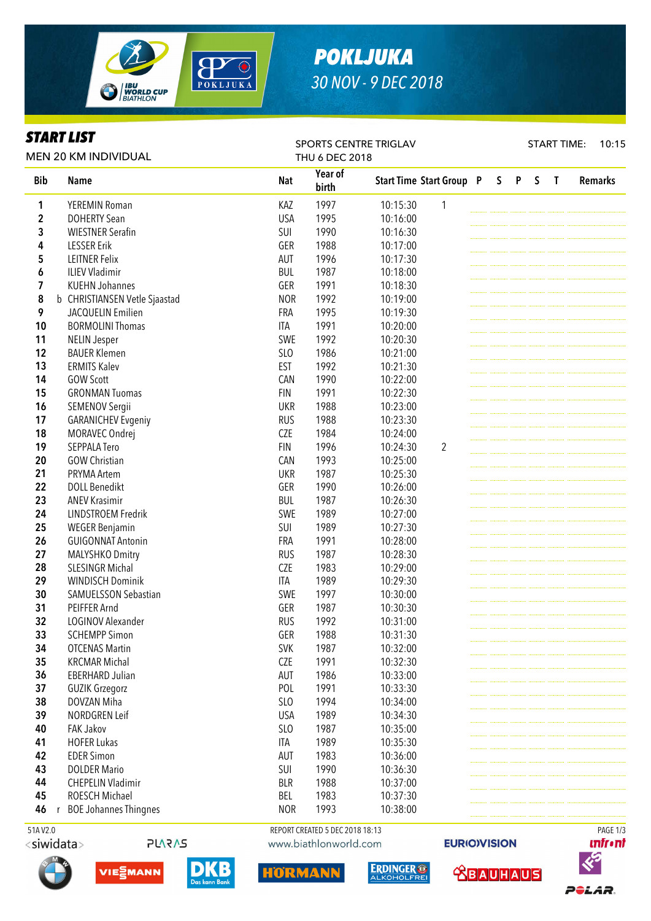# POKLJUKA

*30 NOV - 9 DEC 2018*

## START LIST

MEN 20 KM INDIVIDUAL

SPORTS CENTRE TRIGLAV

THU 6 DEC 2018

START TIME: 10:15

| Bib | | Name | Nat | Year of birth | Start Time | Start Group | P | S | P | S | T | Remarks |
|---|---|---|---|---|---|---|---|---|---|---|---|---|
| 1 | | YEREMIN Roman | KAZ | 1997 | 10:15:30 | 1 | | | | | | |
| 2 | | DOHERTY Sean | USA | 1995 | 10:16:00 | | | | | | | |
| 3 | | WIESTNER Serafin | SUI | 1990 | 10:16:30 | | | | | | | |
| 4 | | LESSER Erik | GER | 1988 | 10:17:00 | | | | | | | |
| 5 | | LEITNER Felix | AUT | 1996 | 10:17:30 | | | | | | | |
| 6 | | ILIEV Vladimir | BUL | 1987 | 10:18:00 | | | | | | | |
| 7 | | KUEHN Johannes | GER | 1991 | 10:18:30 | | | | | | | |
| 8 | b | CHRISTIANSEN Vetle Sjaastad | NOR | 1992 | 10:19:00 | | | | | | | |
| 9 | | JACQUELIN Emilien | FRA | 1995 | 10:19:30 | | | | | | | |
| 10 | | BORMOLINI Thomas | ITA | 1991 | 10:20:00 | | | | | | | |
| 11 | | NELIN Jesper | SWE | 1992 | 10:20:30 | | | | | | | |
| 12 | | BAUER Klemen | SLO | 1986 | 10:21:00 | | | | | | | |
| 13 | | ERMITS Kalev | EST | 1992 | 10:21:30 | | | | | | | |
| 14 | | GOW Scott | CAN | 1990 | 10:22:00 | | | | | | | |
| 15 | | GRONMAN Tuomas | FIN | 1991 | 10:22:30 | | | | | | | |
| 16 | | SEMENOV Sergii | UKR | 1988 | 10:23:00 | | | | | | | |
| 17 | | GARANICHEV Evgeniy | RUS | 1988 | 10:23:30 | | | | | | | |
| 18 | | MORAVEC Ondrej | CZE | 1984 | 10:24:00 | | | | | | | |
| 19 | | SEPPALA Tero | FIN | 1996 | 10:24:30 | 2 | | | | | | |
| 20 | | GOW Christian | CAN | 1993 | 10:25:00 | | | | | | | |
| 21 | | PRYMA Artem | UKR | 1987 | 10:25:30 | | | | | | | |
| 22 | | DOLL Benedikt | GER | 1990 | 10:26:00 | | | | | | | |
| 23 | | ANEV Krasimir | BUL | 1987 | 10:26:30 | | | | | | | |
| 24 | | LINDSTROEM Fredrik | SWE | 1989 | 10:27:00 | | | | | | | |
| 25 | | WEGER Benjamin | SUI | 1989 | 10:27:30 | | | | | | | |
| 26 | | GUIGONNAT Antonin | FRA | 1991 | 10:28:00 | | | | | | | |
| 27 | | MALYSHKO Dmitry | RUS | 1987 | 10:28:30 | | | | | | | |
| 28 | | SLESINGR Michal | CZE | 1983 | 10:29:00 | | | | | | | |
| 29 | | WINDISCH Dominik | ITA | 1989 | 10:29:30 | | | | | | | |
| 30 | | SAMUELSSON Sebastian | SWE | 1997 | 10:30:00 | | | | | | | |
| 31 | | PEIFFER Arnd | GER | 1987 | 10:30:30 | | | | | | | |
| 32 | | LOGINOV Alexander | RUS | 1992 | 10:31:00 | | | | | | | |
| 33 | | SCHEMPP Simon | GER | 1988 | 10:31:30 | | | | | | | |
| 34 | | OTCENAS Martin | SVK | 1987 | 10:32:00 | | | | | | | |
| 35 | | KRCMAR Michal | CZE | 1991 | 10:32:30 | | | | | | | |
| 36 | | EBERHARD Julian | AUT | 1986 | 10:33:00 | | | | | | | |
| 37 | | GUZIK Grzegorz | POL | 1991 | 10:33:30 | | | | | | | |
| 38 | | DOVZAN Miha | SLO | 1994 | 10:34:00 | | | | | | | |
| 39 | | NORDGREN Leif | USA | 1989 | 10:34:30 | | | | | | | |
| 40 | | FAK Jakov | SLO | 1987 | 10:35:00 | | | | | | | |
| 41 | | HOFER Lukas | ITA | 1989 | 10:35:30 | | | | | | | |
| 42 | | EDER Simon | AUT | 1983 | 10:36:00 | | | | | | | |
| 43 | | DOLDER Mario | SUI | 1990 | 10:36:30 | | | | | | | |
| 44 | | CHEPELIN Vladimir | BLR | 1988 | 10:37:00 | | | | | | | |
| 45 | | ROESCH Michael | BEL | 1983 | 10:37:30 | | | | | | | |
| 46 | r | BOE Johannes Thingnes | NOR | 1993 | 10:38:00 | | | | | | | |

51A V2.0

REPORT CREATED 5 DEC 2018 18:13

www.biathlonworld.com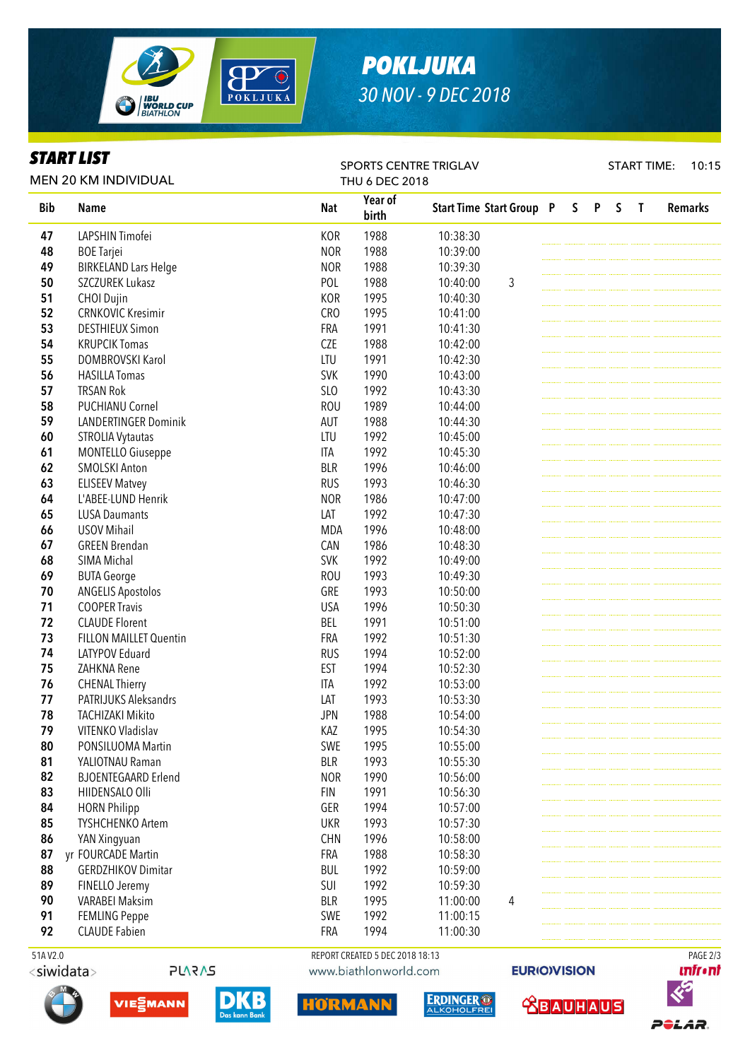# POKLJUKA

30 NOV - 9 DEC 2018

## START LIST

MEN 20 KM INDIVIDUAL

SPORTS CENTRE TRIGLAV

THU 6 DEC 2018

START TIME: 10:15

| Bib | Name | Nat | Year of birth | Start Time | Start Group | P | S | P | S | T | Remarks |
|---|---|---|---|---|---|---|---|---|---|---|---|
| 47 | LAPSHIN Timofei | KOR | 1988 | 10:38:30 | | | | | | | |
| 48 | BOE Tarjei | NOR | 1988 | 10:39:00 | | | | | | | |
| 49 | BIRKELAND Lars Helge | NOR | 1988 | 10:39:30 | | | | | | | |
| 50 | SZCZUREK Lukasz | POL | 1988 | 10:40:00 | 3 | | | | | | |
| 51 | CHOI Dujin | KOR | 1995 | 10:40:30 | | | | | | | |
| 52 | CRNKOVIC Kresimir | CRO | 1995 | 10:41:00 | | | | | | | |
| 53 | DESTHIEUX Simon | FRA | 1991 | 10:41:30 | | | | | | | |
| 54 | KRUPCIK Tomas | CZE | 1988 | 10:42:00 | | | | | | | |
| 55 | DOMBROVSKI Karol | LTU | 1991 | 10:42:30 | | | | | | | |
| 56 | HASILLA Tomas | SVK | 1990 | 10:43:00 | | | | | | | |
| 57 | TRSAN Rok | SLO | 1992 | 10:43:30 | | | | | | | |
| 58 | PUCHIANU Cornel | ROU | 1989 | 10:44:00 | | | | | | | |
| 59 | LANDERTINGER Dominik | AUT | 1988 | 10:44:30 | | | | | | | |
| 60 | STROLIA Vytautas | LTU | 1992 | 10:45:00 | | | | | | | |
| 61 | MONTELLO Giuseppe | ITA | 1992 | 10:45:30 | | | | | | | |
| 62 | SMOLSKI Anton | BLR | 1996 | 10:46:00 | | | | | | | |
| 63 | ELISEEV Matvey | RUS | 1993 | 10:46:30 | | | | | | | |
| 64 | L'ABEE-LUND Henrik | NOR | 1986 | 10:47:00 | | | | | | | |
| 65 | LUSA Daumants | LAT | 1992 | 10:47:30 | | | | | | | |
| 66 | USOV Mihail | MDA | 1996 | 10:48:00 | | | | | | | |
| 67 | GREEN Brendan | CAN | 1986 | 10:48:30 | | | | | | | |
| 68 | SIMA Michal | SVK | 1992 | 10:49:00 | | | | | | | |
| 69 | BUTA George | ROU | 1993 | 10:49:30 | | | | | | | |
| 70 | ANGELIS Apostolos | GRE | 1993 | 10:50:00 | | | | | | | |
| 71 | COOPER Travis | USA | 1996 | 10:50:30 | | | | | | | |
| 72 | CLAUDE Florent | BEL | 1991 | 10:51:00 | | | | | | | |
| 73 | FILLON MAILLET Quentin | FRA | 1992 | 10:51:30 | | | | | | | |
| 74 | LATYPOV Eduard | RUS | 1994 | 10:52:00 | | | | | | | |
| 75 | ZAHKNA Rene | EST | 1994 | 10:52:30 | | | | | | | |
| 76 | CHENAL Thierry | ITA | 1992 | 10:53:00 | | | | | | | |
| 77 | PATRIJUKS Aleksandrs | LAT | 1993 | 10:53:30 | | | | | | | |
| 78 | TACHIZAKI Mikito | JPN | 1988 | 10:54:00 | | | | | | | |
| 79 | VITENKO Vladislav | KAZ | 1995 | 10:54:30 | | | | | | | |
| 80 | PONSILUOMA Martin | SWE | 1995 | 10:55:00 | | | | | | | |
| 81 | YALIOTNAU Raman | BLR | 1993 | 10:55:30 | | | | | | | |
| 82 | BJOENTEGAARD Erlend | NOR | 1990 | 10:56:00 | | | | | | | |
| 83 | HIIDENSALO Olli | FIN | 1991 | 10:56:30 | | | | | | | |
| 84 | HORN Philipp | GER | 1994 | 10:57:00 | | | | | | | |
| 85 | TYSHCHENKO Artem | UKR | 1993 | 10:57:30 | | | | | | | |
| 86 | YAN Xingyuan | CHN | 1996 | 10:58:00 | | | | | | | |
| 87 | yr FOURCADE Martin | FRA | 1988 | 10:58:30 | | | | | | | |
| 88 | GERDZHIKOV Dimitar | BUL | 1992 | 10:59:00 | | | | | | | |
| 89 | FINELLO Jeremy | SUI | 1992 | 10:59:30 | | | | | | | |
| 90 | VARABEI Maksim | BLR | 1995 | 11:00:00 | 4 | | | | | | |
| 91 | FEMLING Peppe | SWE | 1992 | 11:00:15 | | | | | | | |
| 92 | CLAUDE Fabien | FRA | 1994 | 11:00:30 | | | | | | | |

51A V2.0

REPORT CREATED 5 DEC 2018 18:13

www.biathlonworld.com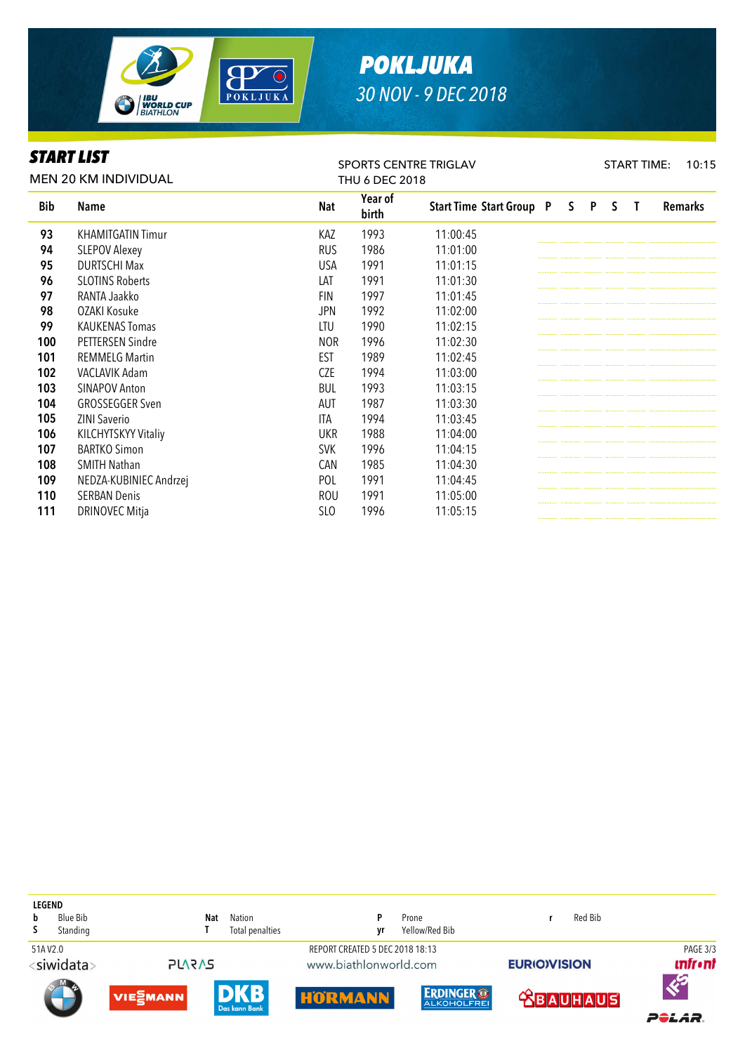# POKLJUKA

30 NOV - 9 DEC 2018

## START LIST

MEN 20 KM INDIVIDUAL

SPORTS CENTRE TRIGLAV
THU 6 DEC 2018

START TIME: 10:15

| Bib | Name | Nat | Year of birth | Start Time | Start Group | P | S | P | S | T | Remarks |
|---|---|---|---|---|---|---|---|---|---|---|---|
| 93 | KHAMITGATIN Timur | KAZ | 1993 | 11:00:45 | | | | | | | |
| 94 | SLEPOV Alexey | RUS | 1986 | 11:01:00 | | | | | | | |
| 95 | DURTSCHI Max | USA | 1991 | 11:01:15 | | | | | | | |
| 96 | SLOTINS Roberts | LAT | 1991 | 11:01:30 | | | | | | | |
| 97 | RANTA Jaakko | FIN | 1997 | 11:01:45 | | | | | | | |
| 98 | OZAKI Kosuke | JPN | 1992 | 11:02:00 | | | | | | | |
| 99 | KAUKENAS Tomas | LTU | 1990 | 11:02:15 | | | | | | | |
| 100 | PETTERSEN Sindre | NOR | 1996 | 11:02:30 | | | | | | | |
| 101 | REMMELG Martin | EST | 1989 | 11:02:45 | | | | | | | |
| 102 | VACLAVIK Adam | CZE | 1994 | 11:03:00 | | | | | | | |
| 103 | SINAPOV Anton | BUL | 1993 | 11:03:15 | | | | | | | |
| 104 | GROSSEGGER Sven | AUT | 1987 | 11:03:30 | | | | | | | |
| 105 | ZINI Saverio | ITA | 1994 | 11:03:45 | | | | | | | |
| 106 | KILCHYTSKYY Vitaliy | UKR | 1988 | 11:04:00 | | | | | | | |
| 107 | BARTKO Simon | SVK | 1996 | 11:04:15 | | | | | | | |
| 108 | SMITH Nathan | CAN | 1985 | 11:04:30 | | | | | | | |
| 109 | NEDZA-KUBINIEC Andrzej | POL | 1991 | 11:04:45 | | | | | | | |
| 110 | SERBAN Denis | ROU | 1991 | 11:05:00 | | | | | | | |
| 111 | DRINOVEC Mitja | SLO | 1996 | 11:05:15 | | | | | | | |

**LEGEND**

| | | | | | | | |
|---|---|---|---|---|---|---|---|
| b | Blue Bib | Nat | Nation | P | Prone | r | Red Bib |
| S | Standing | T | Total penalties | yr | Yellow/Red Bib | | |

51A V2.0

REPORT CREATED 5 DEC 2018 18:13

www.biathlonworld.com